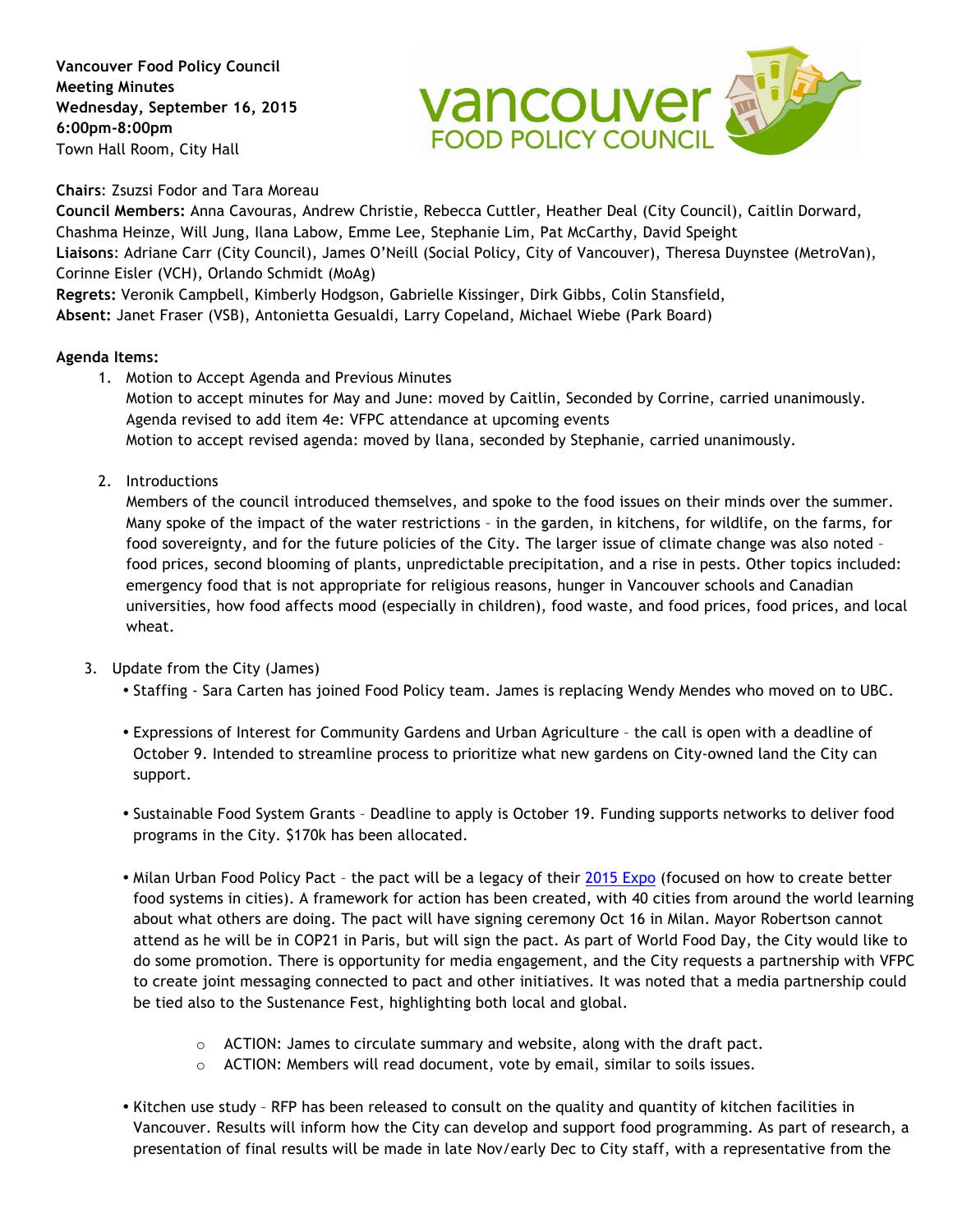**Vancouver Food Policy Council**
**Meeting Minutes**
**Wednesday, September 16, 2015**
**6:00pm-8:00pm**
Town Hall Room, City Hall

**Chairs**: Zsuzsi Fodor and Tara Moreau
**Council Members:** Anna Cavouras, Andrew Christie, Rebecca Cuttler, Heather Deal (City Council), Caitlin Dorward, Chashma Heinze, Will Jung, Ilana Labow, Emme Lee, Stephanie Lim, Pat McCarthy, David Speight
**Liaisons**: Adriane Carr (City Council), James O'Neill (Social Policy, City of Vancouver), Theresa Duynstee (MetroVan), Corinne Eisler (VCH), Orlando Schmidt (MoAg)
**Regrets:** Veronik Campbell, Kimberly Hodgson, Gabrielle Kissinger, Dirk Gibbs, Colin Stansfield,
**Absent:** Janet Fraser (VSB), Antonietta Gesualdi, Larry Copeland, Michael Wiebe (Park Board)

**Agenda Items:**

1. Motion to Accept Agenda and Previous Minutes
   Motion to accept minutes for May and June: moved by Caitlin, Seconded by Corrine, carried unanimously.
   Agenda revised to add item 4e: VFPC attendance at upcoming events
   Motion to accept revised agenda: moved by llana, seconded by Stephanie, carried unanimously.

2. Introductions
   Members of the council introduced themselves, and spoke to the food issues on their minds over the summer. Many spoke of the impact of the water restrictions – in the garden, in kitchens, for wildlife, on the farms, for food sovereignty, and for the future policies of the City. The larger issue of climate change was also noted – food prices, second blooming of plants, unpredictable precipitation, and a rise in pests. Other topics included: emergency food that is not appropriate for religious reasons, hunger in Vancouver schools and Canadian universities, how food affects mood (especially in children), food waste, and food prices, food prices, and local wheat.

3. Update from the City (James)
   - Staffing - Sara Carten has joined Food Policy team. James is replacing Wendy Mendes who moved on to UBC.
   - Expressions of Interest for Community Gardens and Urban Agriculture – the call is open with a deadline of October 9. Intended to streamline process to prioritize what new gardens on City-owned land the City can support.
   - Sustainable Food System Grants – Deadline to apply is October 19. Funding supports networks to deliver food programs in the City. $170k has been allocated.
   - Milan Urban Food Policy Pact – the pact will be a legacy of their 2015 Expo (focused on how to create better food systems in cities). A framework for action has been created, with 40 cities from around the world learning about what others are doing. The pact will have signing ceremony Oct 16 in Milan. Mayor Robertson cannot attend as he will be in COP21 in Paris, but will sign the pact. As part of World Food Day, the City would like to do some promotion. There is opportunity for media engagement, and the City requests a partnership with VFPC to create joint messaging connected to pact and other initiatives. It was noted that a media partnership could be tied also to the Sustenance Fest, highlighting both local and global.
     - ACTION: James to circulate summary and website, along with the draft pact.
     - ACTION: Members will read document, vote by email, similar to soils issues.
   - Kitchen use study – RFP has been released to consult on the quality and quantity of kitchen facilities in Vancouver. Results will inform how the City can develop and support food programming. As part of research, a presentation of final results will be made in late Nov/early Dec to City staff, with a representative from the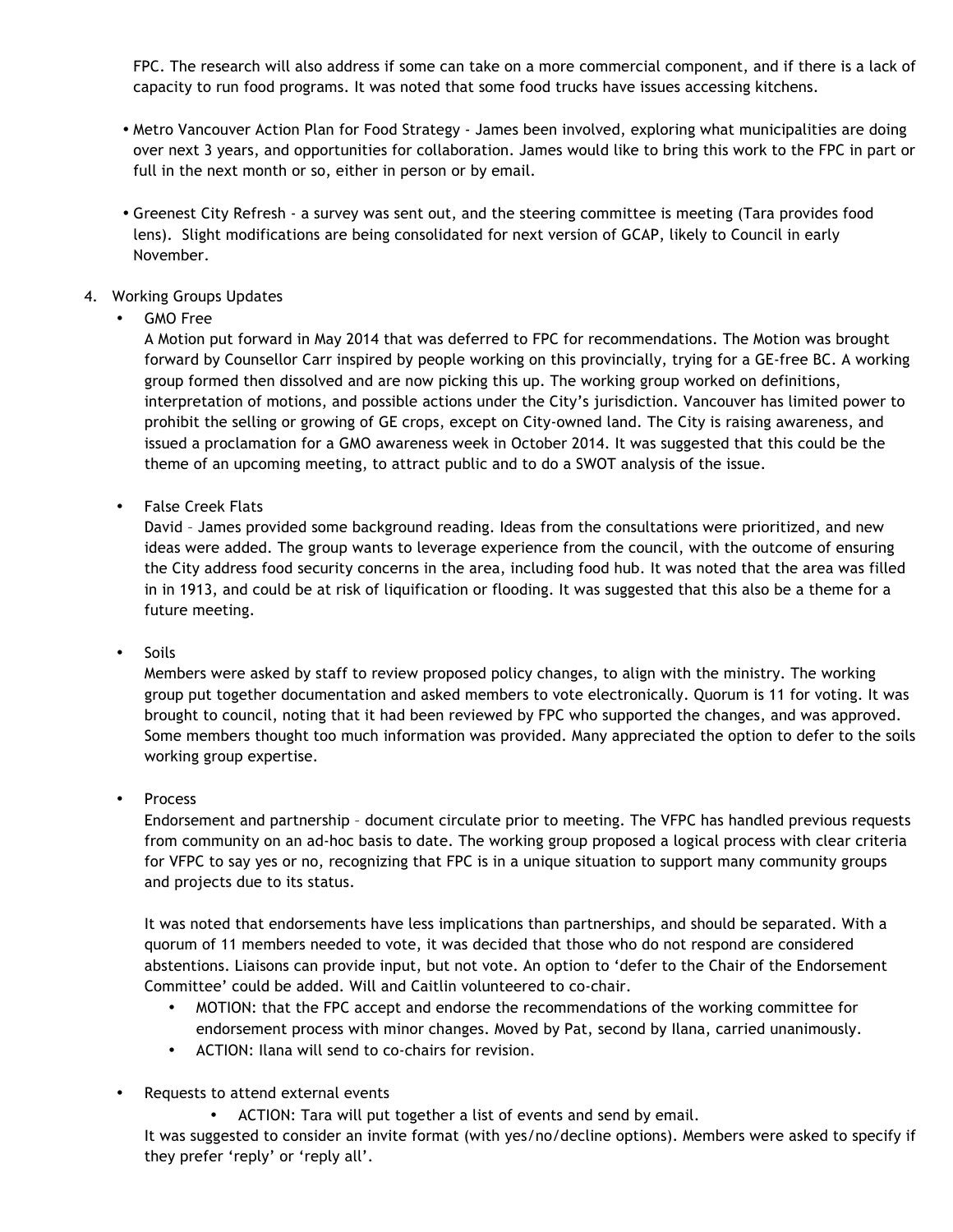FPC. The research will also address if some can take on a more commercial component, and if there is a lack of capacity to run food programs. It was noted that some food trucks have issues accessing kitchens.

- Metro Vancouver Action Plan for Food Strategy - James been involved, exploring what municipalities are doing over next 3 years, and opportunities for collaboration. James would like to bring this work to the FPC in part or full in the next month or so, either in person or by email.

- Greenest City Refresh - a survey was sent out, and the steering committee is meeting (Tara provides food lens). Slight modifications are being consolidated for next version of GCAP, likely to Council in early November.

4. Working Groups Updates
   - GMO Free

     A Motion put forward in May 2014 that was deferred to FPC for recommendations. The Motion was brought forward by Counsellor Carr inspired by people working on this provincially, trying for a GE-free BC. A working group formed then dissolved and are now picking this up. The working group worked on definitions, interpretation of motions, and possible actions under the City's jurisdiction. Vancouver has limited power to prohibit the selling or growing of GE crops, except on City-owned land. The City is raising awareness, and issued a proclamation for a GMO awareness week in October 2014. It was suggested that this could be the theme of an upcoming meeting, to attract public and to do a SWOT analysis of the issue.

   - False Creek Flats

     David – James provided some background reading. Ideas from the consultations were prioritized, and new ideas were added. The group wants to leverage experience from the council, with the outcome of ensuring the City address food security concerns in the area, including food hub. It was noted that the area was filled in in 1913, and could be at risk of liquification or flooding. It was suggested that this also be a theme for a future meeting.

   - Soils

     Members were asked by staff to review proposed policy changes, to align with the ministry. The working group put together documentation and asked members to vote electronically. Quorum is 11 for voting. It was brought to council, noting that it had been reviewed by FPC who supported the changes, and was approved. Some members thought too much information was provided. Many appreciated the option to defer to the soils working group expertise.

   - Process

     Endorsement and partnership – document circulate prior to meeting. The VFPC has handled previous requests from community on an ad-hoc basis to date. The working group proposed a logical process with clear criteria for VFPC to say yes or no, recognizing that FPC is in a unique situation to support many community groups and projects due to its status.

     It was noted that endorsements have less implications than partnerships, and should be separated. With a quorum of 11 members needed to vote, it was decided that those who do not respond are considered abstentions. Liaisons can provide input, but not vote. An option to 'defer to the Chair of the Endorsement Committee' could be added. Will and Caitlin volunteered to co-chair.

     - MOTION: that the FPC accept and endorse the recommendations of the working committee for endorsement process with minor changes. Moved by Pat, second by Ilana, carried unanimously.
     - ACTION: Ilana will send to co-chairs for revision.

   - Requests to attend external events
     - ACTION: Tara will put together a list of events and send by email.

     It was suggested to consider an invite format (with yes/no/decline options). Members were asked to specify if they prefer 'reply' or 'reply all'.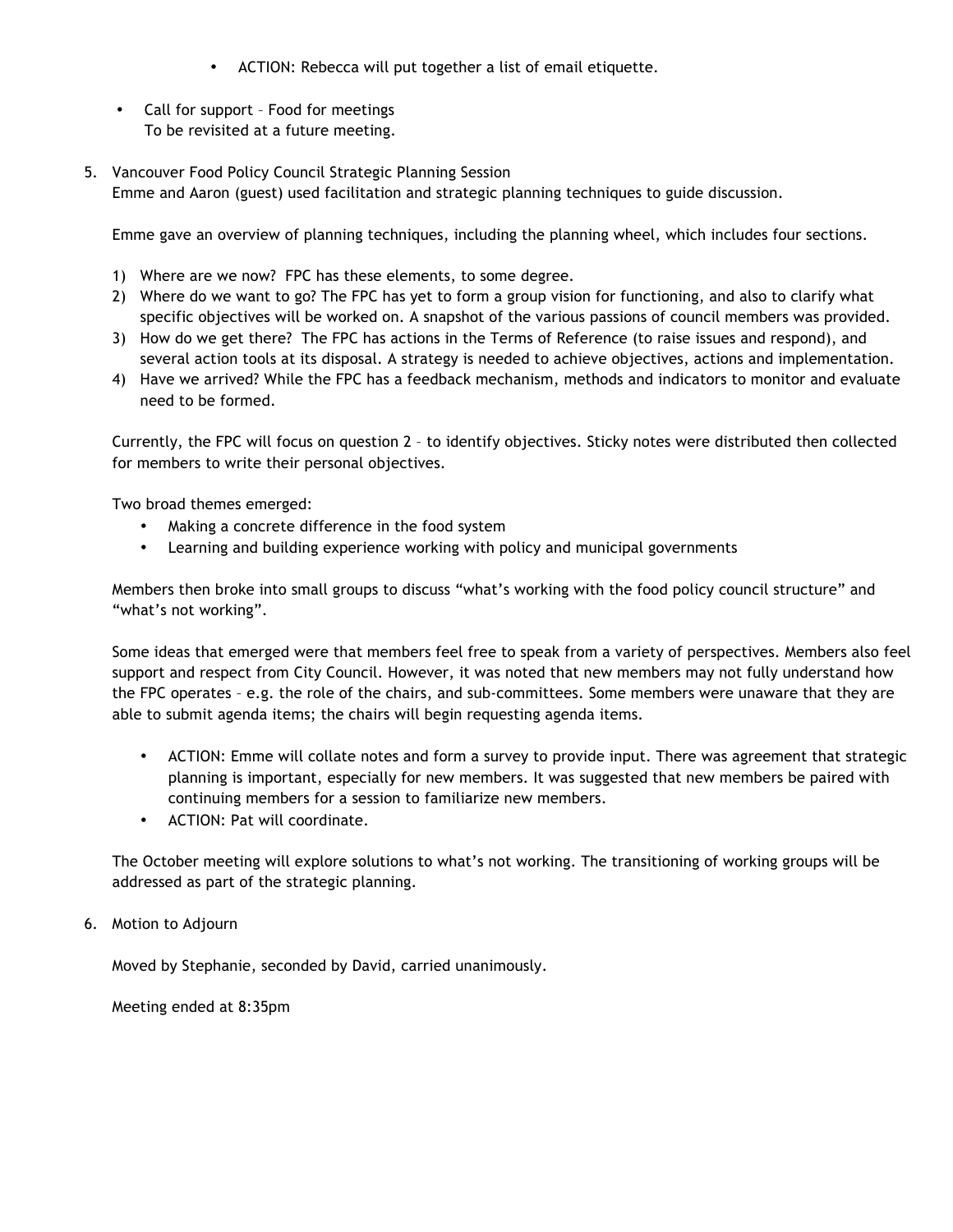- ACTION: Rebecca will put together a list of email etiquette.

- Call for support – Food for meetings
  To be revisited at a future meeting.

5. Vancouver Food Policy Council Strategic Planning Session
   Emme and Aaron (guest) used facilitation and strategic planning techniques to guide discussion.

   Emme gave an overview of planning techniques, including the planning wheel, which includes four sections.

   1) Where are we now? FPC has these elements, to some degree.
   2) Where do we want to go? The FPC has yet to form a group vision for functioning, and also to clarify what specific objectives will be worked on. A snapshot of the various passions of council members was provided.
   3) How do we get there? The FPC has actions in the Terms of Reference (to raise issues and respond), and several action tools at its disposal. A strategy is needed to achieve objectives, actions and implementation.
   4) Have we arrived? While the FPC has a feedback mechanism, methods and indicators to monitor and evaluate need to be formed.

   Currently, the FPC will focus on question 2 – to identify objectives. Sticky notes were distributed then collected for members to write their personal objectives.

   Two broad themes emerged:

   - Making a concrete difference in the food system
   - Learning and building experience working with policy and municipal governments

   Members then broke into small groups to discuss "what's working with the food policy council structure" and "what's not working".

   Some ideas that emerged were that members feel free to speak from a variety of perspectives. Members also feel support and respect from City Council. However, it was noted that new members may not fully understand how the FPC operates – e.g. the role of the chairs, and sub-committees. Some members were unaware that they are able to submit agenda items; the chairs will begin requesting agenda items.

   - ACTION: Emme will collate notes and form a survey to provide input. There was agreement that strategic planning is important, especially for new members. It was suggested that new members be paired with continuing members for a session to familiarize new members.
   - ACTION: Pat will coordinate.

   The October meeting will explore solutions to what's not working. The transitioning of working groups will be addressed as part of the strategic planning.

6. Motion to Adjourn

   Moved by Stephanie, seconded by David, carried unanimously.

   Meeting ended at 8:35pm